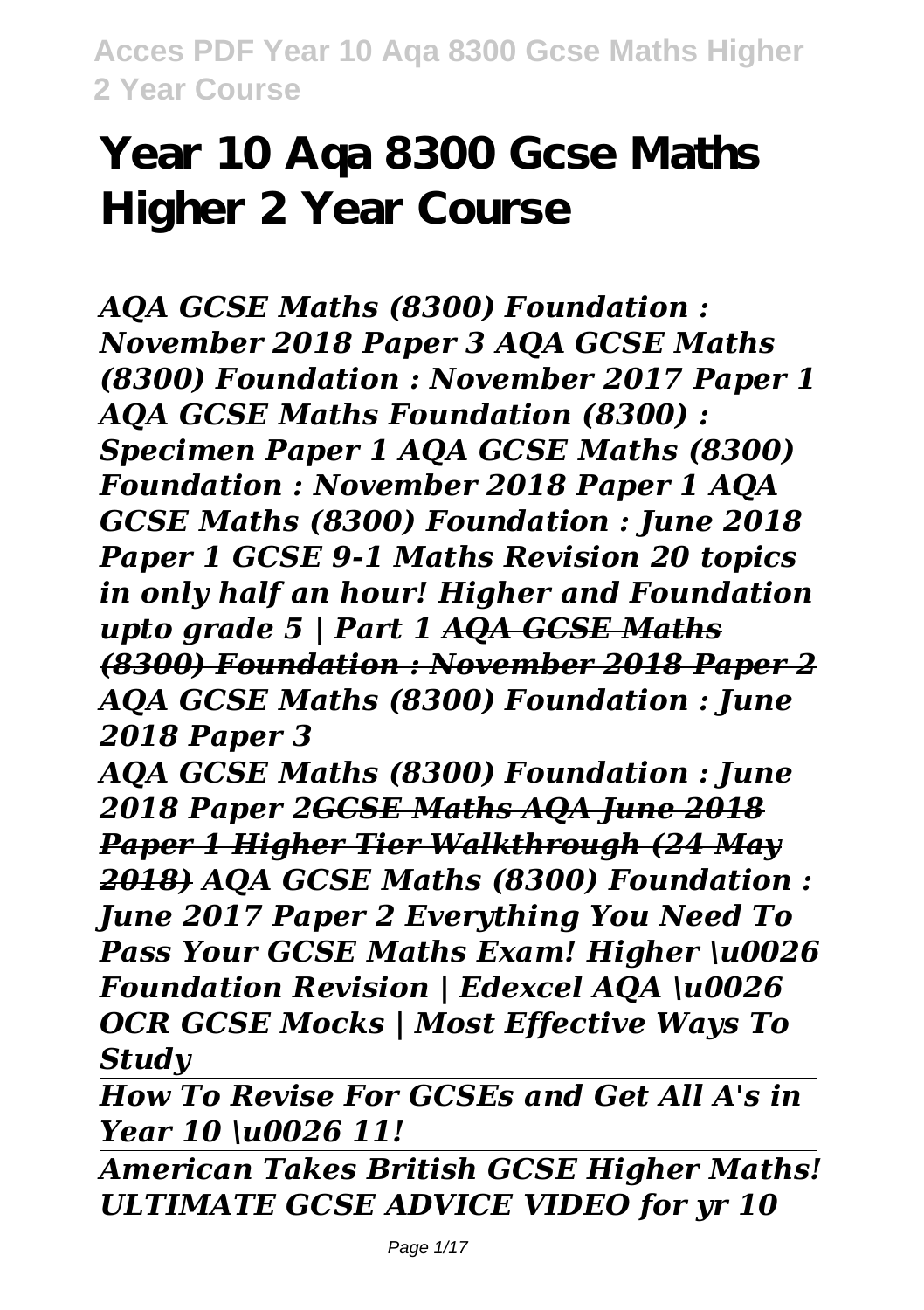# Year 10 Aqa 8300 Gcse Maths Higher 2 Year Course

*AQA GCSE Maths (8300) Foundation : November 2018 Paper 3 AQA GCSE Maths (8300) Foundation : November 2017 Paper 1 AQA GCSE Maths Foundation (8300) : Specimen Paper 1 AQA GCSE Maths (8300) Foundation : November 2018 Paper 1 AQA GCSE Maths (8300) Foundation : June 2018 Paper 1 GCSE 9-1 Maths Revision 20 topics in only half an hour! Higher and Foundation upto grade 5 | Part 1* ~~*AQA GCSE Maths (8300) Foundation : November 2018 Paper 2*~~ *AQA GCSE Maths (8300) Foundation : June 2018 Paper 3*

---

*AQA GCSE Maths (8300) Foundation : June 2018 Paper 2*~~*GCSE Maths AQA June 2018 Paper 1 Higher Tier Walkthrough (24 May 2018)*~~ *AQA GCSE Maths (8300) Foundation : June 2017 Paper 2 Everything You Need To Pass Your GCSE Maths Exam! Higher \u0026 Foundation Revision | Edexcel AQA \u0026 OCR GCSE Mocks | Most Effective Ways To Study*

---

*How To Revise For GCSEs and Get All A's in Year 10 \u0026 11!*

---

*American Takes British GCSE Higher Maths! ULTIMATE GCSE ADVICE VIDEO for yr 10*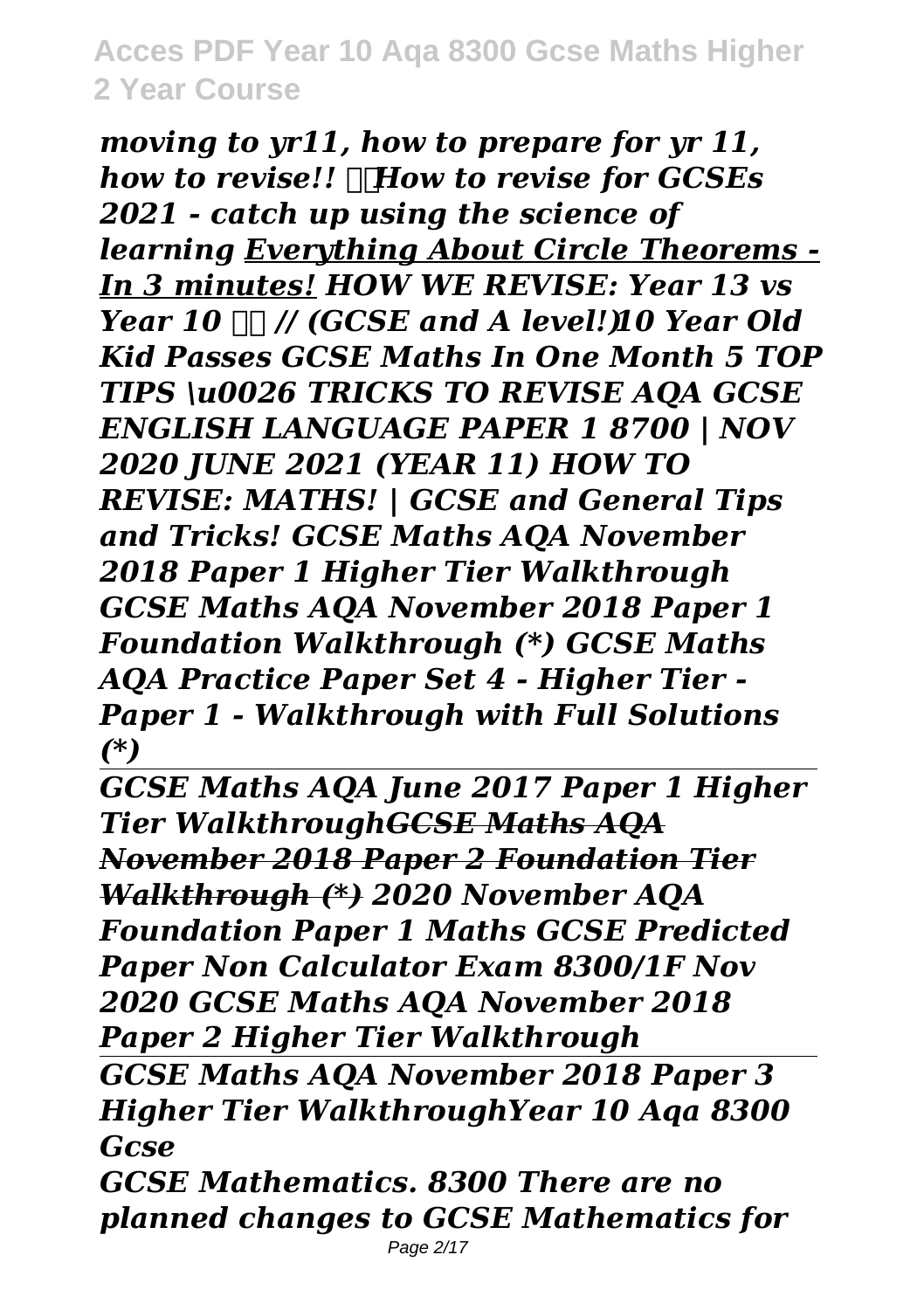*moving to yr11, how to prepare for yr 11, how to revise!!* *How to revise for GCSEs 2021 - catch up using the science of learning* *Everything About Circle Theorems - In 3 minutes!* *HOW WE REVISE: Year 13 vs Year 10 // (GCSE and A level!)* *10 Year Old Kid Passes GCSE Maths In One Month* *5 TOP TIPS \u0026 TRICKS TO REVISE AQA GCSE ENGLISH LANGUAGE PAPER 1 8700 | NOV 2020 JUNE 2021 (YEAR 11)* *HOW TO REVISE: MATHS! | GCSE and General Tips and Tricks!* *GCSE Maths AQA November 2018 Paper 1 Higher Tier Walkthrough* *GCSE Maths AQA November 2018 Paper 1 Foundation Walkthrough (*)* *GCSE Maths AQA Practice Paper Set 4 - Higher Tier - Paper 1 - Walkthrough with Full Solutions (*)*

*GCSE Maths AQA June 2017 Paper 1 Higher Tier Walkthrough* *GCSE Maths AQA November 2018 Paper 2 Foundation Tier Walkthrough (*)* *2020 November AQA Foundation Paper 1 Maths GCSE Predicted Paper Non Calculator Exam 8300/1F Nov 2020* *GCSE Maths AQA November 2018 Paper 2 Higher Tier Walkthrough*

*GCSE Maths AQA November 2018 Paper 3 Higher Tier Walkthrough* *Year 10 Aqa 8300 Gcse*

*GCSE Mathematics. 8300 There are no planned changes to GCSE Mathematics for*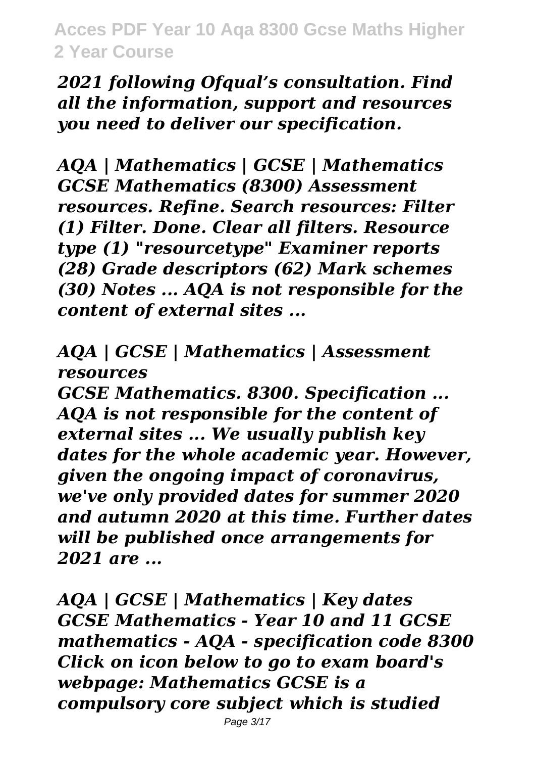*2021 following Ofqual's consultation. Find all the information, support and resources you need to deliver our specification.*

***AQA | Mathematics | GCSE | Mathematics***

***GCSE Mathematics (8300) Assessment resources. Refine. Search resources: Filter (1) Filter. Done. Clear all filters. Resource type (1) "resourcetype" Examiner reports (28) Grade descriptors (62) Mark schemes (30) Notes ... AQA is not responsible for the content of external sites ...***

*AQA | GCSE | Mathematics | Assessment resources*

***GCSE Mathematics. 8300. Specification ... AQA is not responsible for the content of external sites ... We usually publish key dates for the whole academic year. However, given the ongoing impact of coronavirus, we've only provided dates for summer 2020 and autumn 2020 at this time. Further dates will be published once arrangements for 2021 are ...***

*AQA | GCSE | Mathematics | Key dates*

***GCSE Mathematics - Year 10 and 11 GCSE mathematics - AQA - specification code 8300 Click on icon below to go to exam board's webpage: Mathematics GCSE is a compulsory core subject which is studied***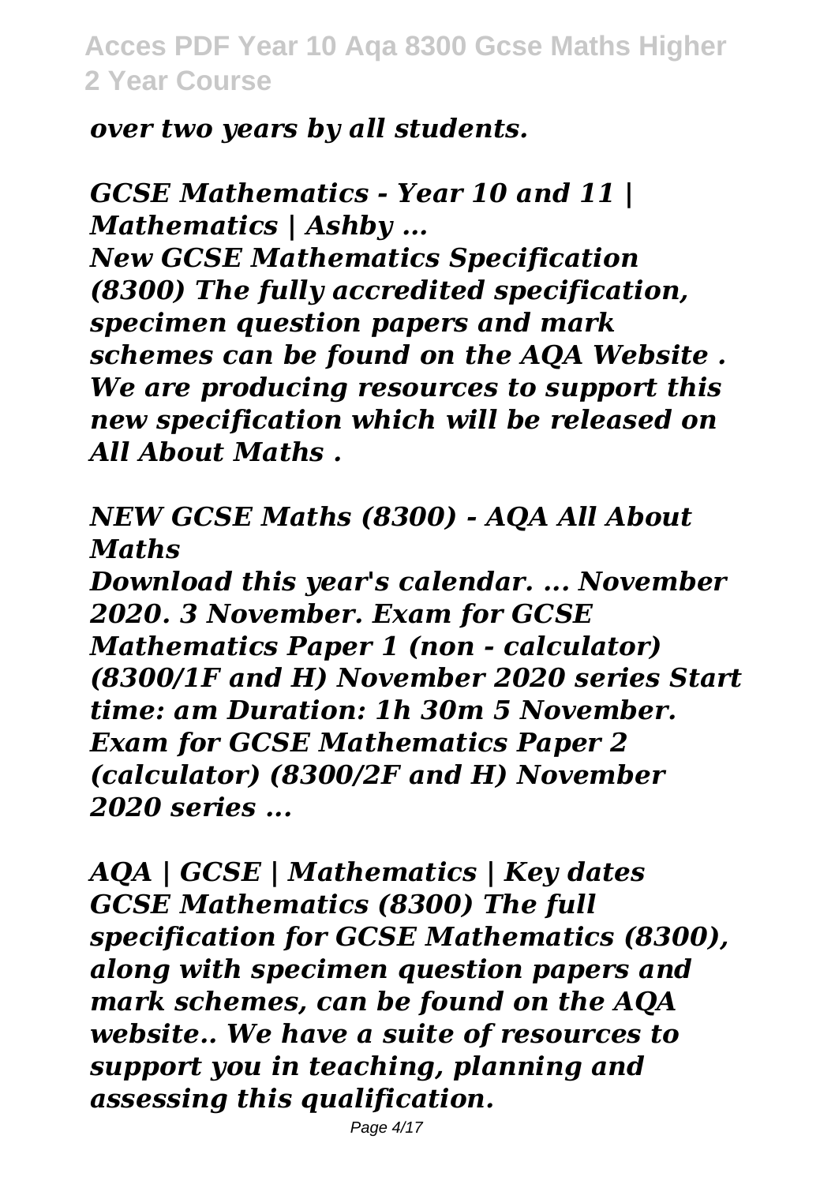*over two years by all students.*

***GCSE Mathematics - Year 10 and 11 | Mathematics | Ashby ...***

***New GCSE Mathematics Specification (8300) The fully accredited specification, specimen question papers and mark schemes can be found on the AQA Website . We are producing resources to support this new specification which will be released on All About Maths .***

***NEW GCSE Maths (8300) - AQA All About Maths***

***Download this year's calendar. ... November 2020. 3 November. Exam for GCSE Mathematics Paper 1 (non - calculator) (8300/1F and H) November 2020 series Start time: am Duration: 1h 30m 5 November. Exam for GCSE Mathematics Paper 2 (calculator) (8300/2F and H) November 2020 series ...***

***AQA | GCSE | Mathematics | Key dates***

***GCSE Mathematics (8300) The full specification for GCSE Mathematics (8300), along with specimen question papers and mark schemes, can be found on the AQA website.. We have a suite of resources to support you in teaching, planning and assessing this qualification.***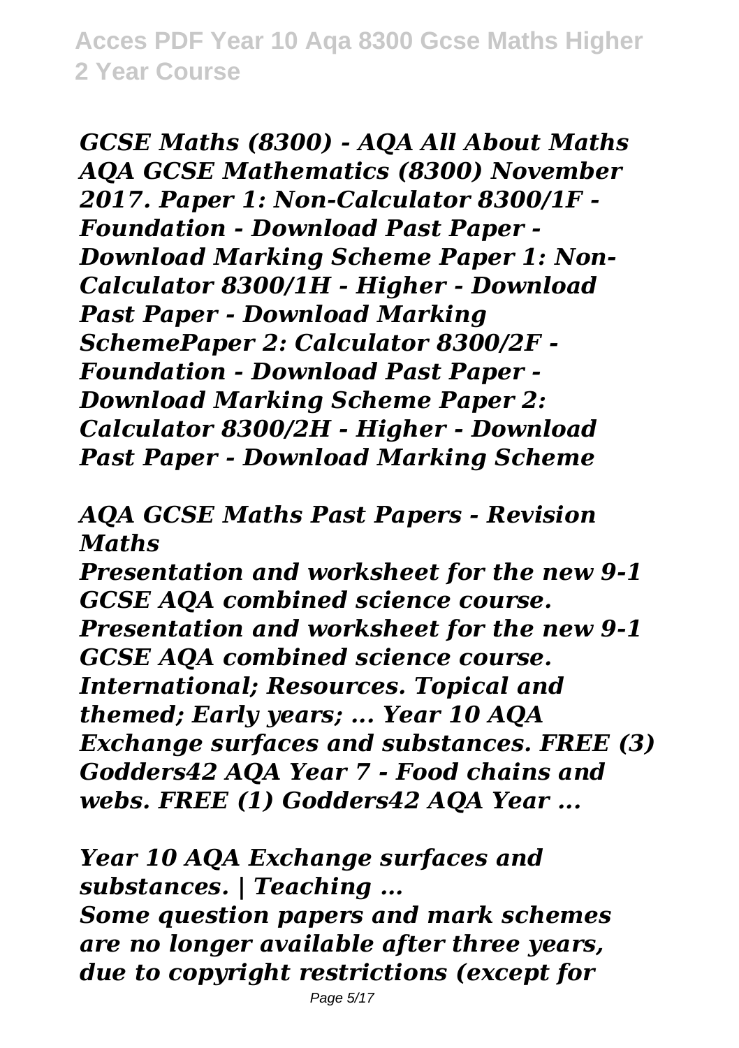*GCSE Maths (8300) - AQA All About Maths AQA GCSE Mathematics (8300) November 2017. Paper 1: Non-Calculator 8300/1F - Foundation - Download Past Paper - Download Marking Scheme Paper 1: Non-Calculator 8300/1H - Higher - Download Past Paper - Download Marking SchemePaper 2: Calculator 8300/2F - Foundation - Download Past Paper - Download Marking Scheme Paper 2: Calculator 8300/2H - Higher - Download Past Paper - Download Marking Scheme*

*AQA GCSE Maths Past Papers - Revision Maths*

*Presentation and worksheet for the new 9-1 GCSE AQA combined science course. Presentation and worksheet for the new 9-1 GCSE AQA combined science course. International; Resources. Topical and themed; Early years; ... Year 10 AQA Exchange surfaces and substances. FREE (3) Godders42 AQA Year 7 - Food chains and webs. FREE (1) Godders42 AQA Year ...*

*Year 10 AQA Exchange surfaces and substances. | Teaching ...*

*Some question papers and mark schemes are no longer available after three years, due to copyright restrictions (except for*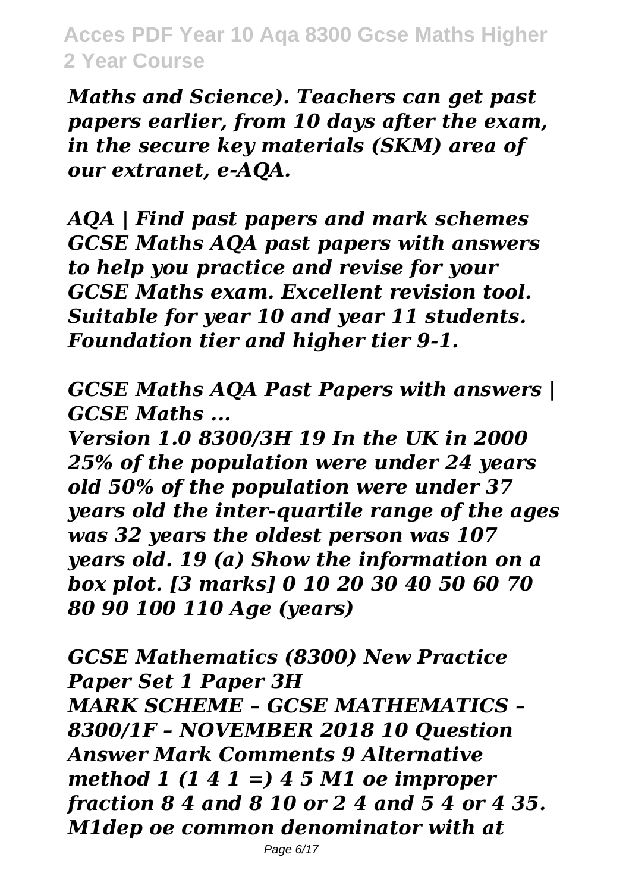*Maths and Science). Teachers can get past papers earlier, from 10 days after the exam, in the secure key materials (SKM) area of our extranet, e-AQA.*

*AQA | Find past papers and mark schemes GCSE Maths AQA past papers with answers to help you practice and revise for your GCSE Maths exam. Excellent revision tool. Suitable for year 10 and year 11 students. Foundation tier and higher tier 9-1.*

*GCSE Maths AQA Past Papers with answers | GCSE Maths ...*

*Version 1.0 8300/3H 19 In the UK in 2000 25% of the population were under 24 years old 50% of the population were under 37 years old the inter-quartile range of the ages was 32 years the oldest person was 107 years old. 19 (a) Show the information on a box plot. [3 marks] 0 10 20 30 40 50 60 70 80 90 100 110 Age (years)*

*GCSE Mathematics (8300) New Practice Paper Set 1 Paper 3H*

*MARK SCHEME – GCSE MATHEMATICS – 8300/1F – NOVEMBER 2018 10 Question Answer Mark Comments 9 Alternative method 1 (1 4 1 =) 4 5 M1 oe improper fraction 8 4 and 8 10 or 2 4 and 5 4 or 4 35. M1dep oe common denominator with at*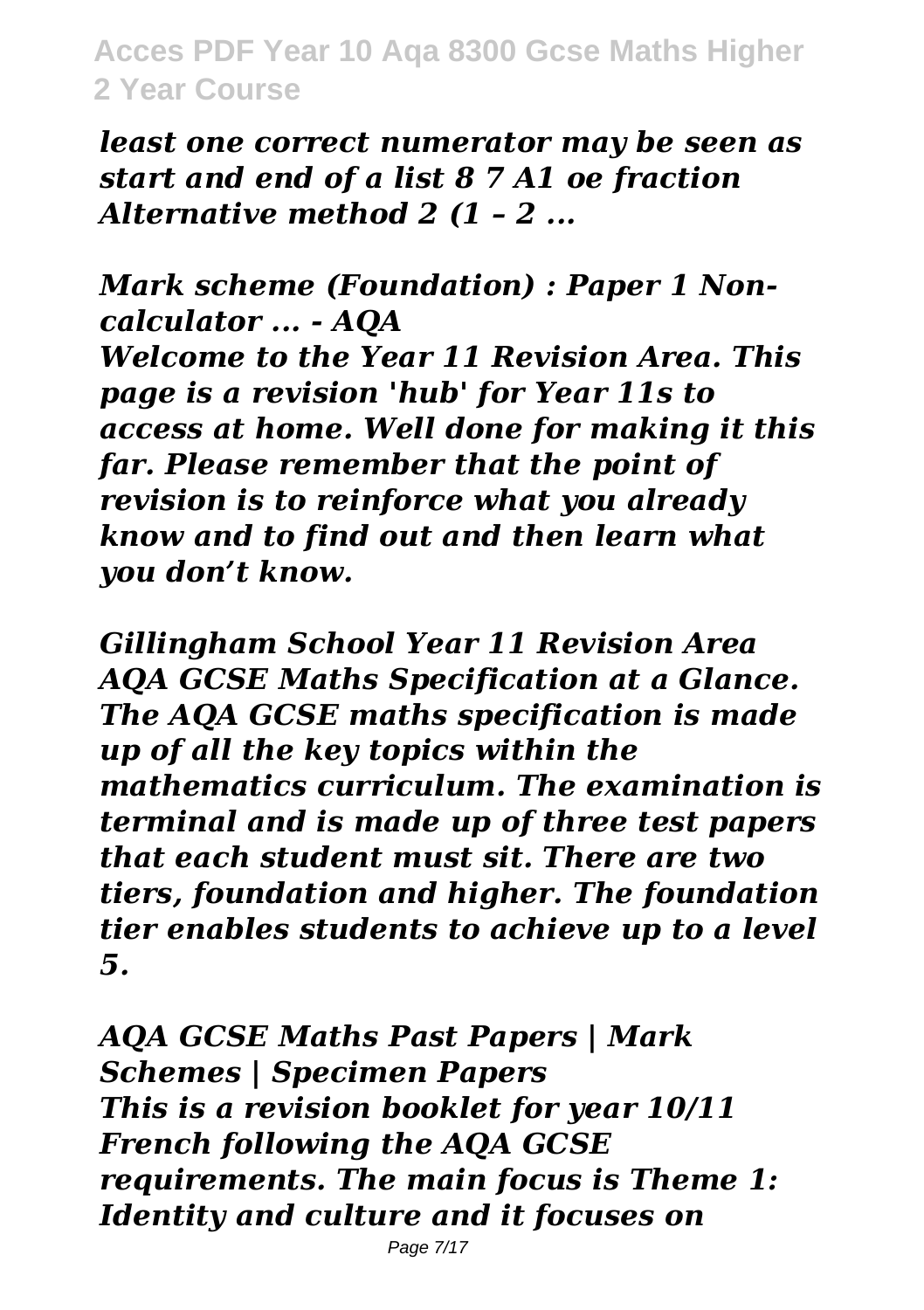*least one correct numerator may be seen as start and end of a list 8 7 A1 oe fraction Alternative method 2 (1 – 2 ...*

*Mark scheme (Foundation) : Paper 1 Non-calculator ... - AQA*

*Welcome to the Year 11 Revision Area. This page is a revision 'hub' for Year 11s to access at home. Well done for making it this far. Please remember that the point of revision is to reinforce what you already know and to find out and then learn what you don't know.*

*Gillingham School Year 11 Revision Area*

*AQA GCSE Maths Specification at a Glance. The AQA GCSE maths specification is made up of all the key topics within the mathematics curriculum. The examination is terminal and is made up of three test papers that each student must sit. There are two tiers, foundation and higher. The foundation tier enables students to achieve up to a level 5.*

*AQA GCSE Maths Past Papers | Mark Schemes | Specimen Papers*

*This is a revision booklet for year 10/11 French following the AQA GCSE requirements. The main focus is Theme 1: Identity and culture and it focuses on*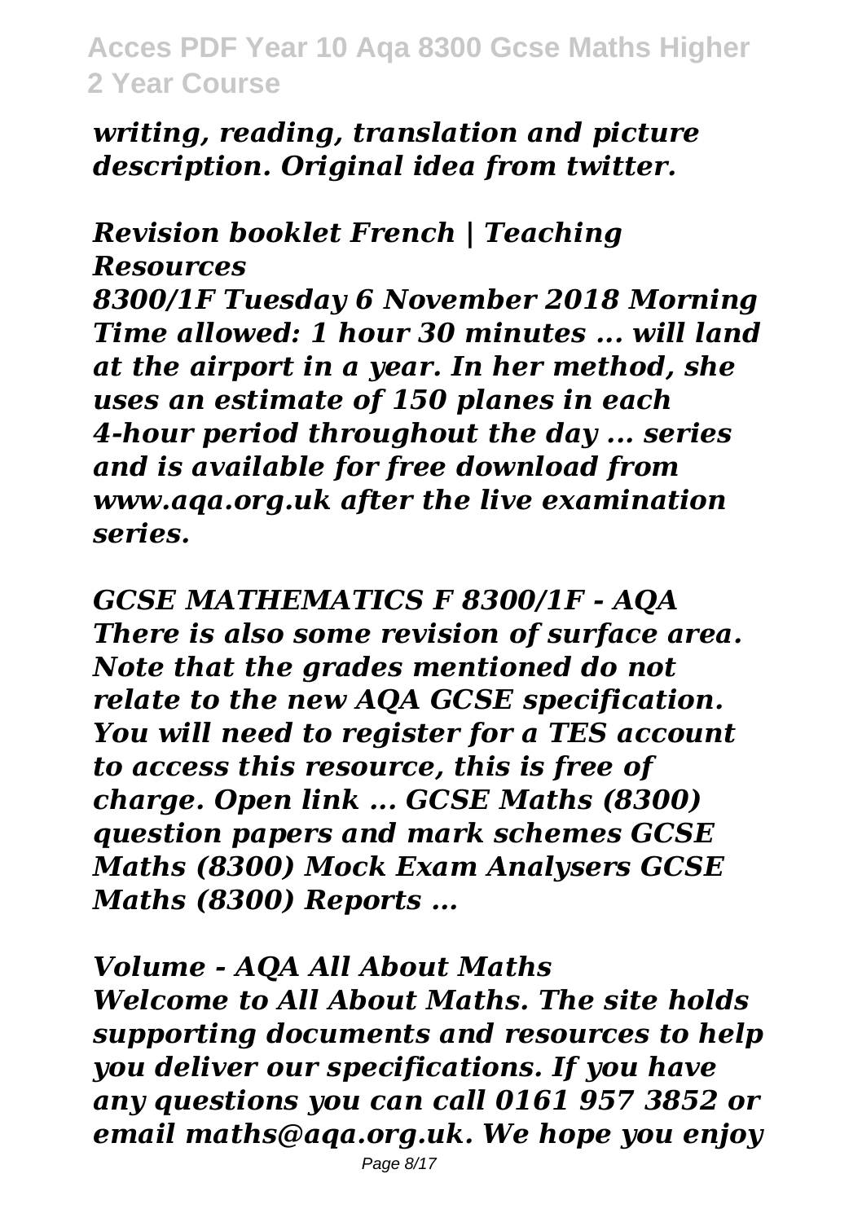*writing, reading, translation and picture description. Original idea from twitter.*

### *Revision booklet French | Teaching Resources*

*8300/1F Tuesday 6 November 2018 Morning Time allowed: 1 hour 30 minutes ... will land at the airport in a year. In her method, she uses an estimate of 150 planes in each 4-hour period throughout the day ... series and is available for free download from www.aqa.org.uk after the live examination series.*

### *GCSE MATHEMATICS F 8300/1F - AQA*

*There is also some revision of surface area. Note that the grades mentioned do not relate to the new AQA GCSE specification. You will need to register for a TES account to access this resource, this is free of charge. Open link ... GCSE Maths (8300) question papers and mark schemes GCSE Maths (8300) Mock Exam Analysers GCSE Maths (8300) Reports ...*

### *Volume - AQA All About Maths*

*Welcome to All About Maths. The site holds supporting documents and resources to help you deliver our specifications. If you have any questions you can call 0161 957 3852 or email maths@aqa.org.uk. We hope you enjoy*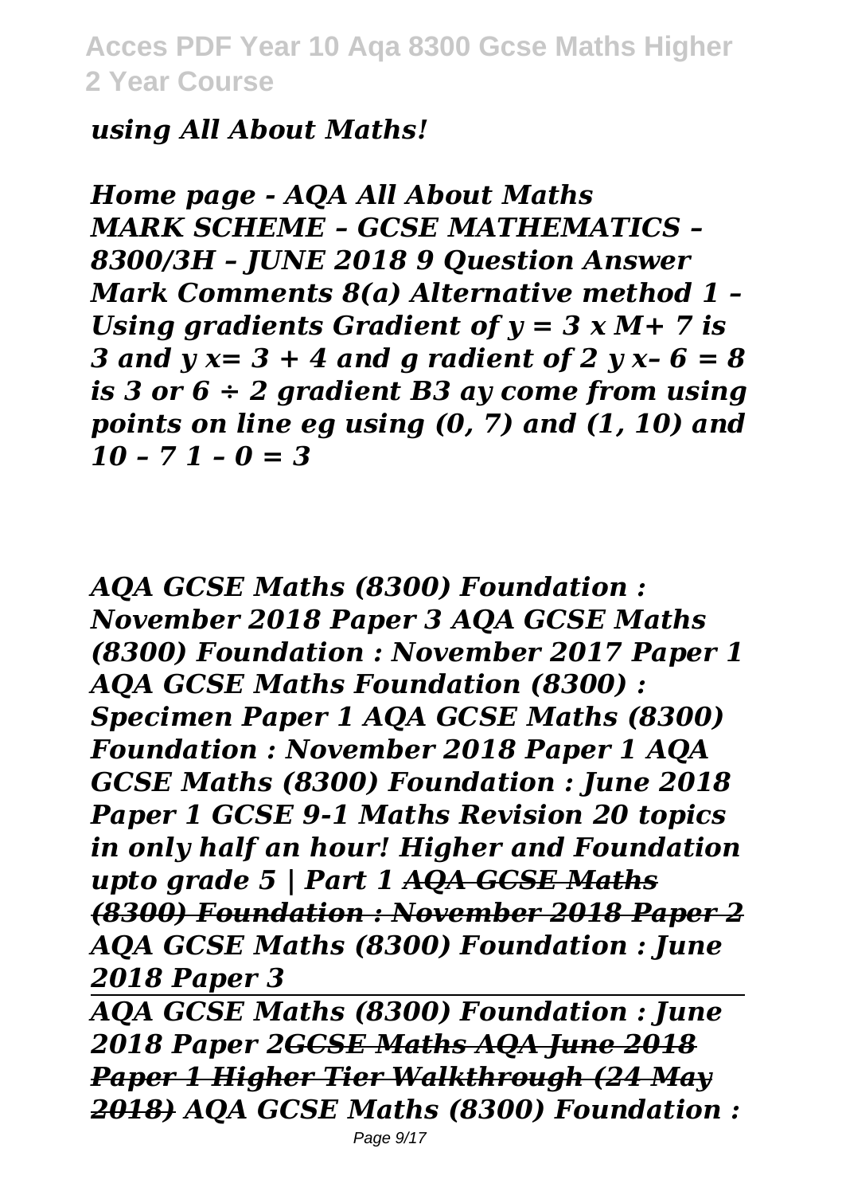*using All About Maths!*

*Home page - AQA All About Maths MARK SCHEME – GCSE MATHEMATICS – 8300/3H – JUNE 2018 9 Question Answer Mark Comments 8(a) Alternative method 1 – Using gradients Gradient of y = 3 x M+ 7 is 3 and y x= 3 + 4 and g radient of 2 y x– 6 = 8 is 3 or 6 ÷ 2 gradient B3 ay come from using points on line eg using (0, 7) and (1, 10) and 10 – 7 1 – 0 = 3*

*AQA GCSE Maths (8300) Foundation : November 2018 Paper 3 AQA GCSE Maths (8300) Foundation : November 2017 Paper 1 AQA GCSE Maths Foundation (8300) : Specimen Paper 1 AQA GCSE Maths (8300) Foundation : November 2018 Paper 1 AQA GCSE Maths (8300) Foundation : June 2018 Paper 1 GCSE 9-1 Maths Revision 20 topics in only half an hour! Higher and Foundation upto grade 5 | Part 1 ~~AQA GCSE Maths (8300) Foundation : November 2018 Paper 2~~ AQA GCSE Maths (8300) Foundation : June 2018 Paper 3*

---

*AQA GCSE Maths (8300) Foundation : June 2018 Paper 2~~GCSE Maths AQA June 2018 Paper 1 Higher Tier Walkthrough (24 May 2018)~~ AQA GCSE Maths (8300) Foundation :*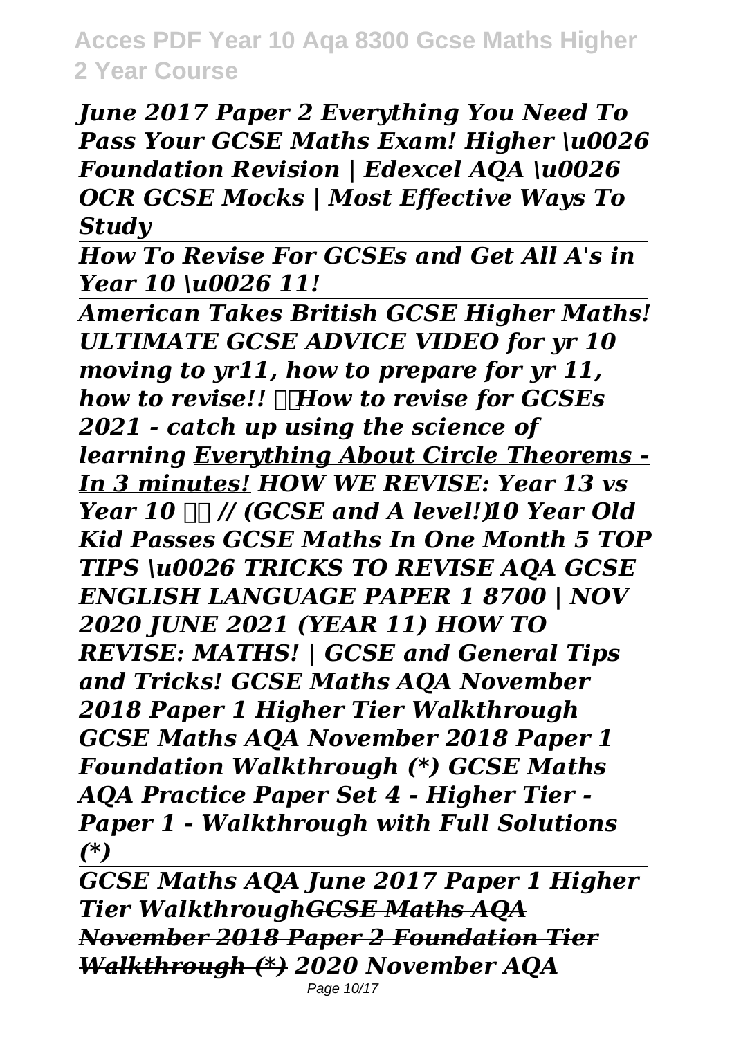*June 2017 Paper 2 Everything You Need To Pass Your GCSE Maths Exam! Higher \u0026 Foundation Revision | Edexcel AQA \u0026 OCR GCSE Mocks | Most Effective Ways To Study*

---

*How To Revise For GCSEs and Get All A's in Year 10 \u0026 11!*

---

*American Takes British GCSE Higher Maths! ULTIMATE GCSE ADVICE VIDEO for yr 10 moving to yr11, how to prepare for yr 11, how to revise!! How to revise for GCSEs 2021 - catch up using the science of learning* *Everything About Circle Theorems - In 3 minutes!* *HOW WE REVISE: Year 13 vs Year 10 // (GCSE and A level!) 10 Year Old Kid Passes GCSE Maths In One Month 5 TOP TIPS \u0026 TRICKS TO REVISE AQA GCSE ENGLISH LANGUAGE PAPER 1 8700 | NOV 2020 JUNE 2021 (YEAR 11) HOW TO REVISE: MATHS! | GCSE and General Tips and Tricks! GCSE Maths AQA November 2018 Paper 1 Higher Tier Walkthrough GCSE Maths AQA November 2018 Paper 1 Foundation Walkthrough (*) GCSE Maths AQA Practice Paper Set 4 - Higher Tier - Paper 1 - Walkthrough with Full Solutions (*)*

---

*GCSE Maths AQA June 2017 Paper 1 Higher Tier Walkthrough* *GCSE Maths AQA November 2018 Paper 2 Foundation Tier Walkthrough (*)* *2020 November AQA*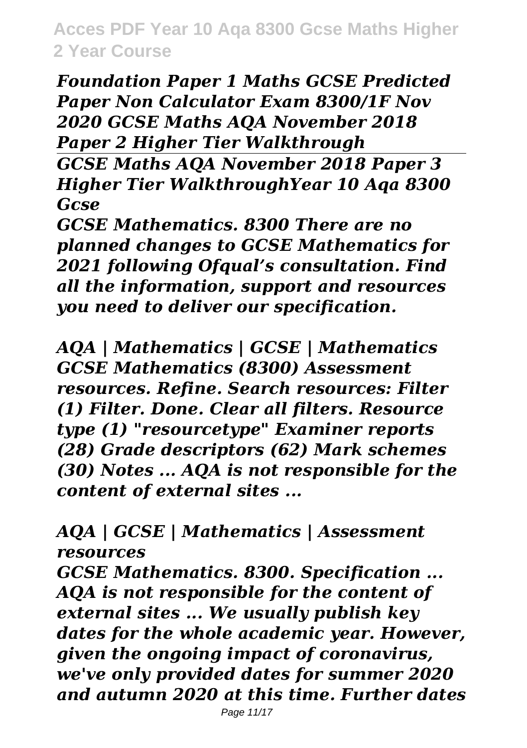*Foundation Paper 1 Maths GCSE Predicted Paper Non Calculator Exam 8300/1F Nov 2020 GCSE Maths AQA November 2018 Paper 2 Higher Tier Walkthrough*

*GCSE Maths AQA November 2018 Paper 3 Higher Tier WalkthroughYear 10 Aqa 8300 Gcse*

*GCSE Mathematics. 8300 There are no planned changes to GCSE Mathematics for 2021 following Ofqual's consultation. Find all the information, support and resources you need to deliver our specification.*

*AQA | Mathematics | GCSE | Mathematics*

*GCSE Mathematics (8300) Assessment resources. Refine. Search resources: Filter (1) Filter. Done. Clear all filters. Resource type (1) "resourcetype" Examiner reports (28) Grade descriptors (62) Mark schemes (30) Notes ... AQA is not responsible for the content of external sites ...*

*AQA | GCSE | Mathematics | Assessment resources*

*GCSE Mathematics. 8300. Specification ... AQA is not responsible for the content of external sites ... We usually publish key dates for the whole academic year. However, given the ongoing impact of coronavirus, we've only provided dates for summer 2020 and autumn 2020 at this time. Further dates*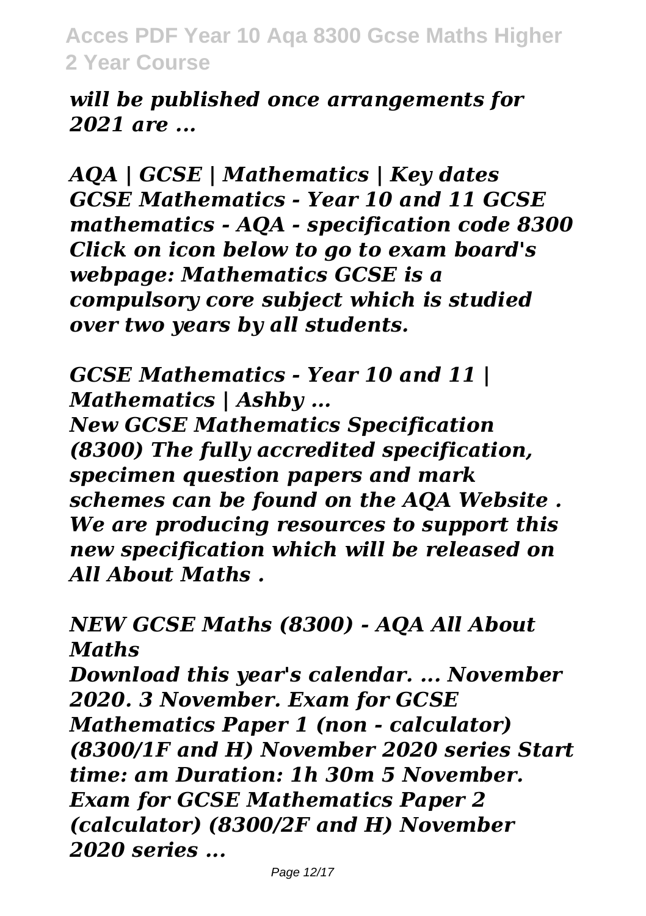*will be published once arrangements for 2021 are ...*

***AQA | GCSE | Mathematics | Key dates***

***GCSE Mathematics - Year 10 and 11 GCSE mathematics - AQA - specification code 8300 Click on icon below to go to exam board's webpage: Mathematics GCSE is a compulsory core subject which is studied over two years by all students.***

***GCSE Mathematics - Year 10 and 11 | Mathematics | Ashby ...***

***New GCSE Mathematics Specification (8300) The fully accredited specification, specimen question papers and mark schemes can be found on the AQA Website . We are producing resources to support this new specification which will be released on All About Maths .***

***NEW GCSE Maths (8300) - AQA All About Maths***

***Download this year's calendar. ... November 2020. 3 November. Exam for GCSE Mathematics Paper 1 (non - calculator) (8300/1F and H) November 2020 series Start time: am Duration: 1h 30m 5 November. Exam for GCSE Mathematics Paper 2 (calculator) (8300/2F and H) November 2020 series ...***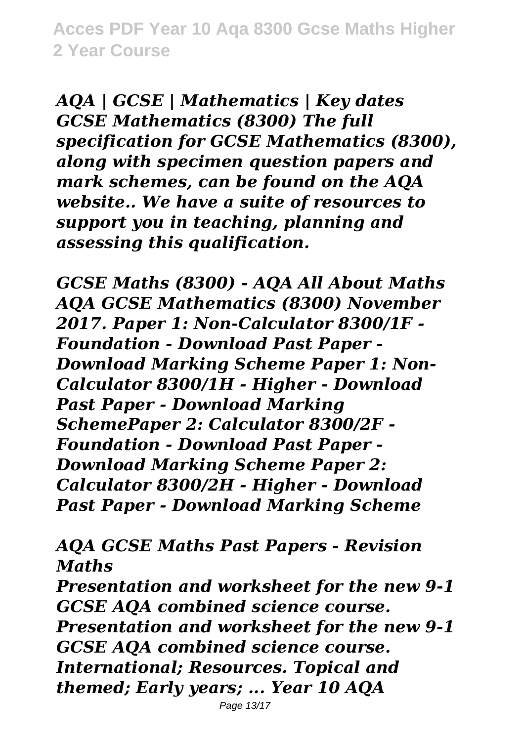*AQA | GCSE | Mathematics | Key dates GCSE Mathematics (8300) The full specification for GCSE Mathematics (8300), along with specimen question papers and mark schemes, can be found on the AQA website.. We have a suite of resources to support you in teaching, planning and assessing this qualification.*

*GCSE Maths (8300) - AQA All About Maths AQA GCSE Mathematics (8300) November 2017. Paper 1: Non-Calculator 8300/1F - Foundation - Download Past Paper - Download Marking Scheme Paper 1: Non-Calculator 8300/1H - Higher - Download Past Paper - Download Marking SchemePaper 2: Calculator 8300/2F - Foundation - Download Past Paper - Download Marking Scheme Paper 2: Calculator 8300/2H - Higher - Download Past Paper - Download Marking Scheme*

*AQA GCSE Maths Past Papers - Revision Maths*

*Presentation and worksheet for the new 9-1 GCSE AQA combined science course. Presentation and worksheet for the new 9-1 GCSE AQA combined science course. International; Resources. Topical and themed; Early years; ... Year 10 AQA*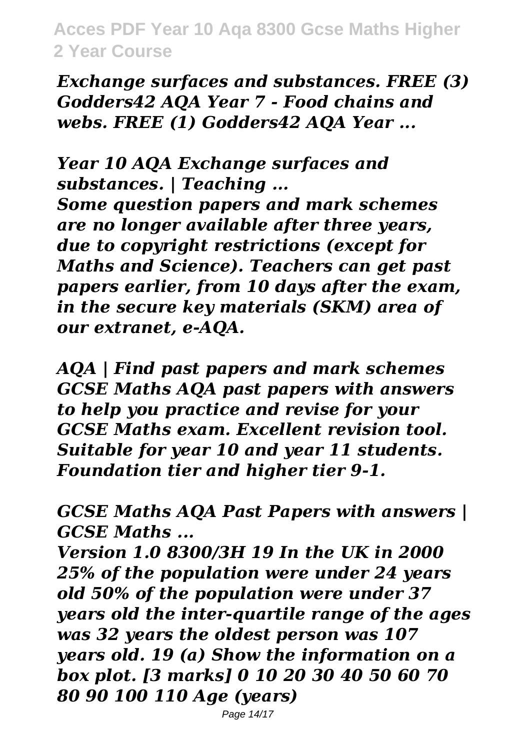*Exchange surfaces and substances. FREE (3) Godders42 AQA Year 7 - Food chains and webs. FREE (1) Godders42 AQA Year ...*

***Year 10 AQA Exchange surfaces and substances. | Teaching ...***

*Some question papers and mark schemes are no longer available after three years, due to copyright restrictions (except for Maths and Science). Teachers can get past papers earlier, from 10 days after the exam, in the secure key materials (SKM) area of our extranet, e-AQA.*

***AQA | Find past papers and mark schemes***

*GCSE Maths AQA past papers with answers to help you practice and revise for your GCSE Maths exam. Excellent revision tool. Suitable for year 10 and year 11 students. Foundation tier and higher tier 9-1.*

***GCSE Maths AQA Past Papers with answers | GCSE Maths ...***

*Version 1.0 8300/3H 19 In the UK in 2000 25% of the population were under 24 years old 50% of the population were under 37 years old the inter-quartile range of the ages was 32 years the oldest person was 107 years old. 19 (a) Show the information on a box plot. [3 marks] 0 10 20 30 40 50 60 70 80 90 100 110 Age (years)*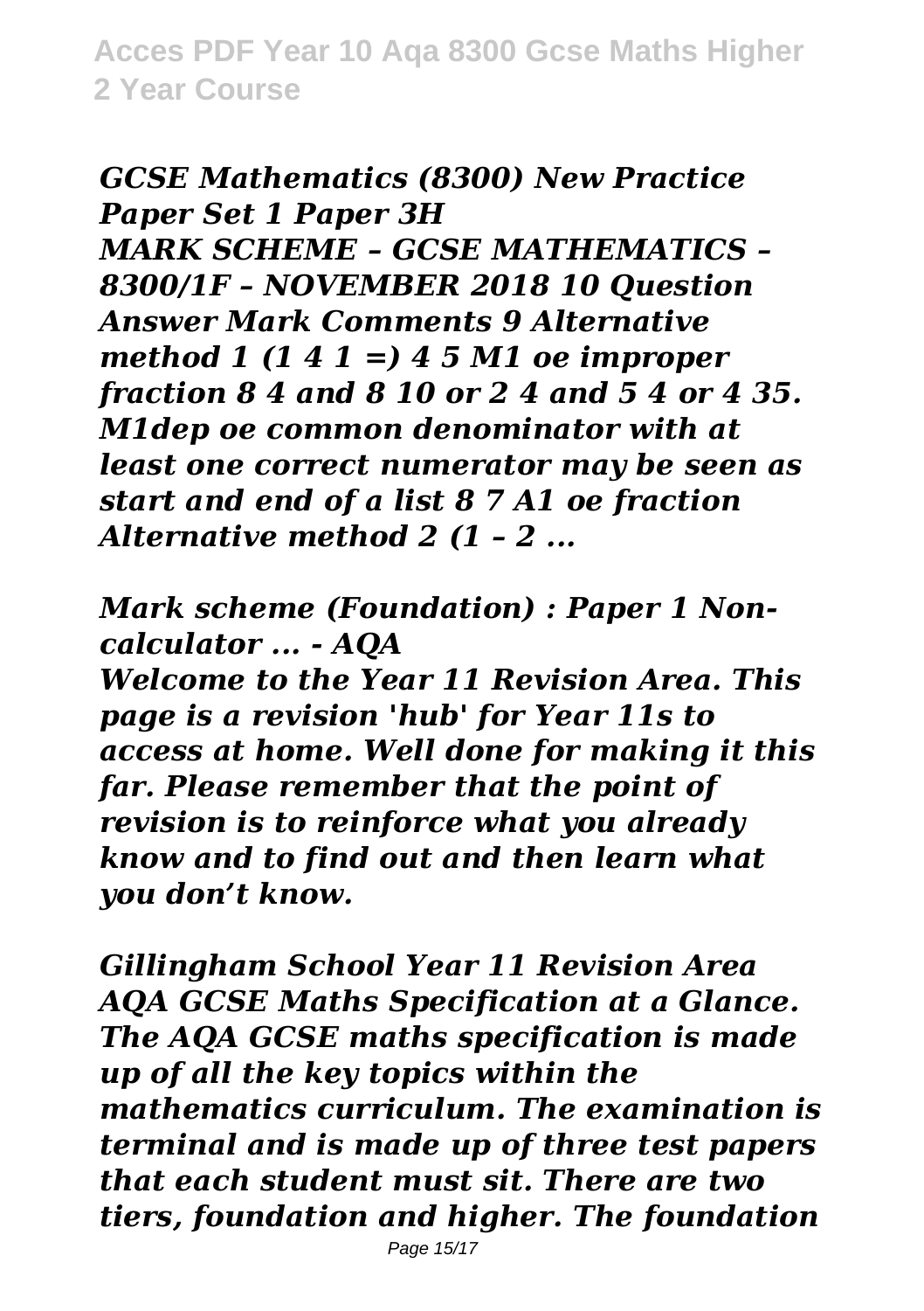*GCSE Mathematics (8300) New Practice Paper Set 1 Paper 3H*

*MARK SCHEME – GCSE MATHEMATICS – 8300/1F – NOVEMBER 2018 10 Question Answer Mark Comments 9 Alternative method 1 (1 4 1 =) 4 5 M1 oe improper fraction 8 4 and 8 10 or 2 4 and 5 4 or 4 35. M1dep oe common denominator with at least one correct numerator may be seen as start and end of a list 8 7 A1 oe fraction Alternative method 2 (1 – 2 ...*

*Mark scheme (Foundation) : Paper 1 Non-calculator ... - AQA*

*Welcome to the Year 11 Revision Area. This page is a revision 'hub' for Year 11s to access at home. Well done for making it this far. Please remember that the point of revision is to reinforce what you already know and to find out and then learn what you don't know.*

*Gillingham School Year 11 Revision Area*

*AQA GCSE Maths Specification at a Glance. The AQA GCSE maths specification is made up of all the key topics within the mathematics curriculum. The examination is terminal and is made up of three test papers that each student must sit. There are two tiers, foundation and higher. The foundation*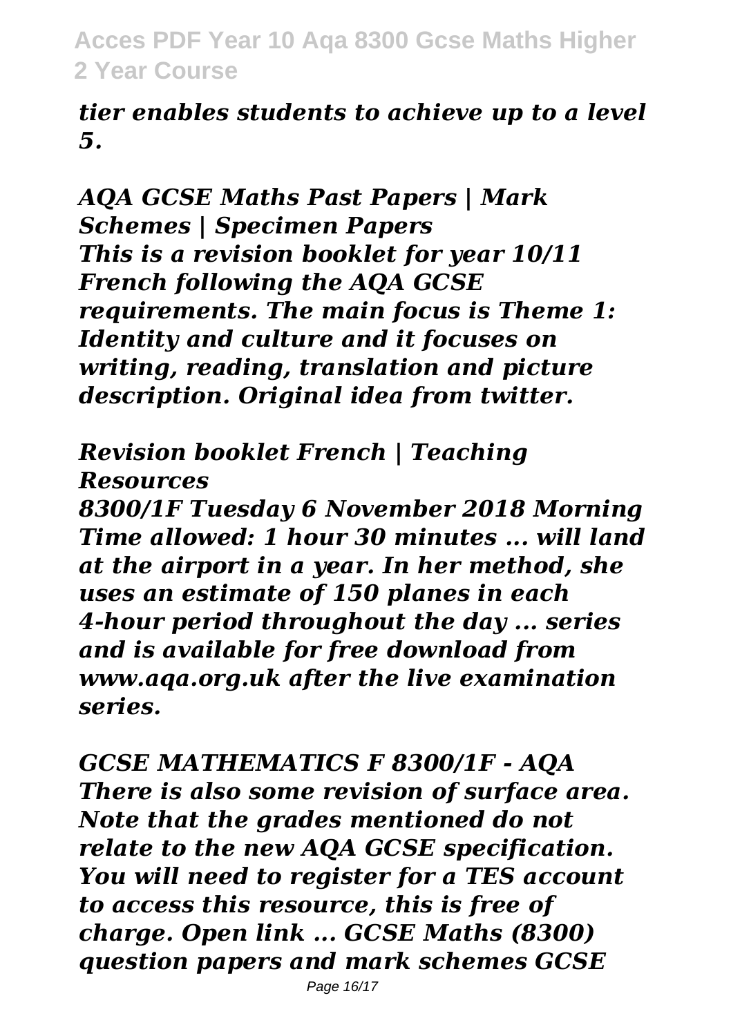*tier enables students to achieve up to a level 5.*

*AQA GCSE Maths Past Papers | Mark Schemes | Specimen Papers*
*This is a revision booklet for year 10/11 French following the AQA GCSE requirements. The main focus is Theme 1: Identity and culture and it focuses on writing, reading, translation and picture description. Original idea from twitter.*

*Revision booklet French | Teaching Resources*
*8300/1F Tuesday 6 November 2018 Morning Time allowed: 1 hour 30 minutes ... will land at the airport in a year. In her method, she uses an estimate of 150 planes in each 4-hour period throughout the day ... series and is available for free download from www.aqa.org.uk after the live examination series.*

*GCSE MATHEMATICS F 8300/1F - AQA*
*There is also some revision of surface area. Note that the grades mentioned do not relate to the new AQA GCSE specification. You will need to register for a TES account to access this resource, this is free of charge. Open link ... GCSE Maths (8300) question papers and mark schemes GCSE*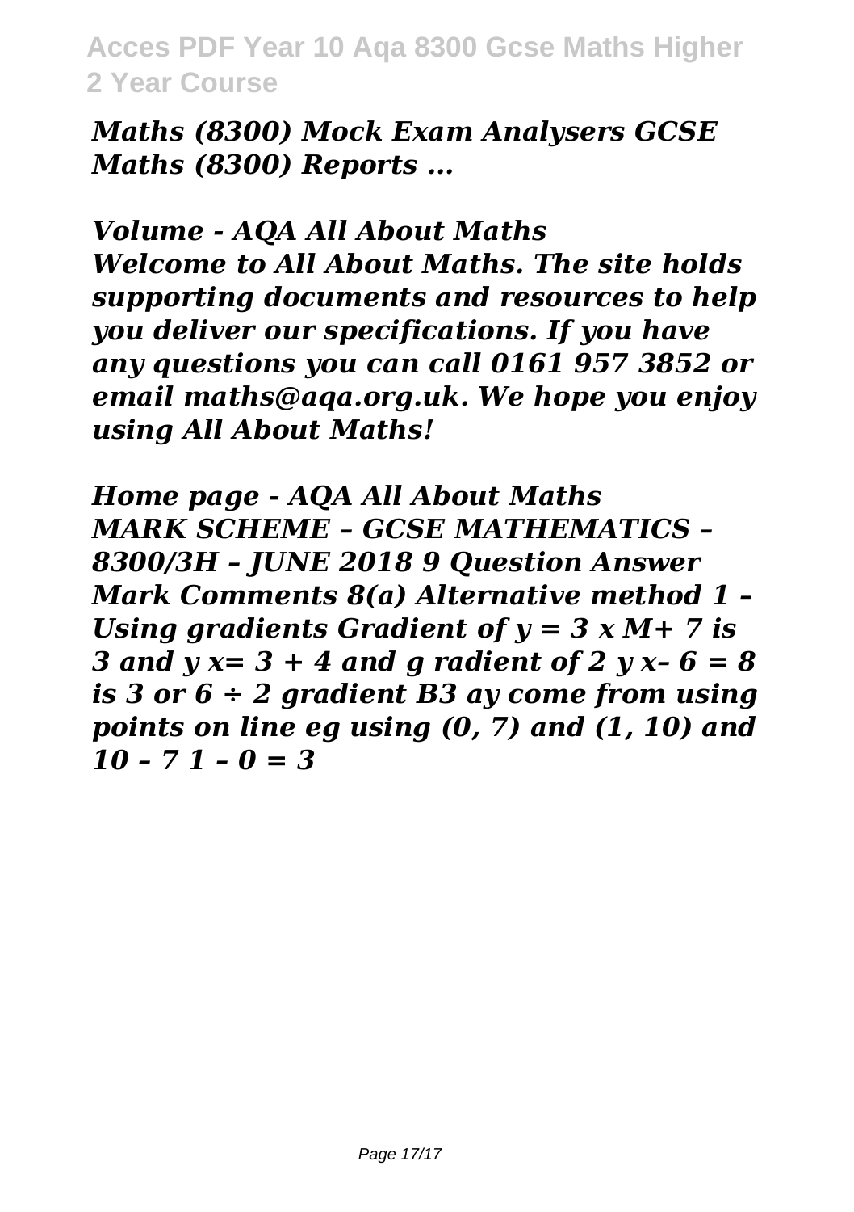*Maths (8300) Mock Exam Analysers GCSE Maths (8300) Reports ...*

***Volume - AQA All About Maths***

***Welcome to All About Maths. The site holds supporting documents and resources to help you deliver our specifications. If you have any questions you can call 0161 957 3852 or email maths@aqa.org.uk. We hope you enjoy using All About Maths!***

***Home page - AQA All About Maths***

***MARK SCHEME – GCSE MATHEMATICS – 8300/3H – JUNE 2018 9 Question Answer Mark Comments 8(a) Alternative method 1 – Using gradients Gradient of y = 3 x M+ 7 is 3 and y x= 3 + 4 and g radient of 2 y x– 6 = 8 is 3 or 6 ÷ 2 gradient B3 ay come from using points on line eg using (0, 7) and (1, 10) and 10 – 7 1 – 0 = 3***